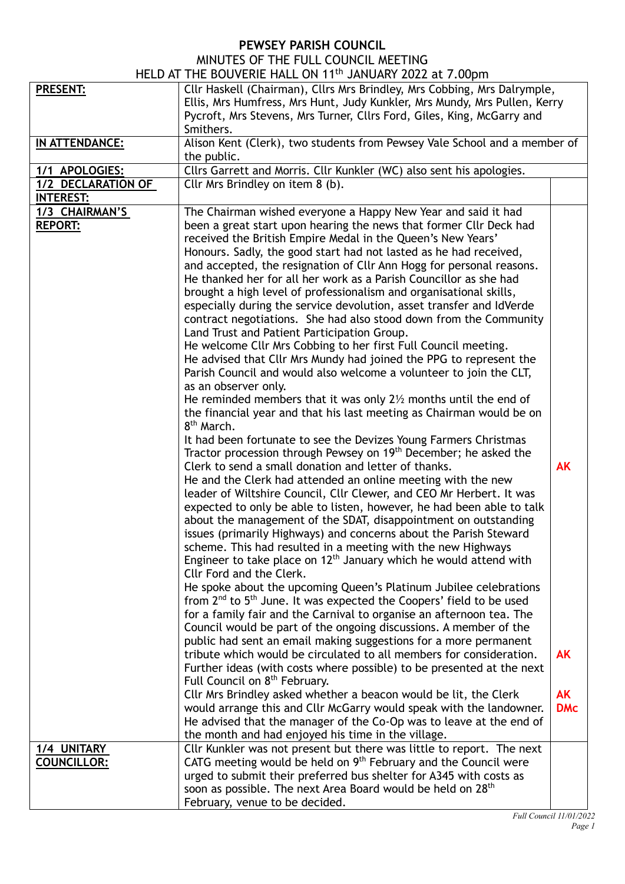# PEWSEY PARISH COUNCIL

MINUTES OF THE FULL COUNCIL MEETING

HELD AT THE BOUVERIE HALL ON 11th JANUARY 2022 at 7.00pm

| | | |
|---|---|---|
| **PRESENT:** | Cllr Haskell (Chairman), Cllrs Mrs Brindley, Mrs Cobbing, Mrs Dalrymple, Ellis, Mrs Humfress, Mrs Hunt, Judy Kunkler, Mrs Mundy, Mrs Pullen, Kerry Pycroft, Mrs Stevens, Mrs Turner, Cllrs Ford, Giles, King, McGarry and Smithers. | |
| **IN ATTENDANCE:** | Alison Kent (Clerk), two students from Pewsey Vale School and a member of the public. | |
| **1/1 APOLOGIES:** | Cllrs Garrett and Morris. Cllr Kunkler (WC) also sent his apologies. | |
| **1/2 DECLARATION OF INTEREST:** | Cllr Mrs Brindley on item 8 (b). | |
| **1/3 CHAIRMAN'S REPORT:** | The Chairman wished everyone a Happy New Year and said it had been a great start upon hearing the news that former Cllr Deck had received the British Empire Medal in the Queen's New Years' Honours. Sadly, the good start had not lasted as he had received, and accepted, the resignation of Cllr Ann Hogg for personal reasons. He thanked her for all her work as a Parish Councillor as she had brought a high level of professionalism and organisational skills, especially during the service devolution, asset transfer and IdVerde contract negotiations. She had also stood down from the Community Land Trust and Patient Participation Group.<br>He welcome Cllr Mrs Cobbing to her first Full Council meeting.<br>He advised that Cllr Mrs Mundy had joined the PPG to represent the Parish Council and would also welcome a volunteer to join the CLT, as an observer only.<br>He reminded members that it was only 2½ months until the end of the financial year and that his last meeting as Chairman would be on 8th March.<br>It had been fortunate to see the Devizes Young Farmers Christmas Tractor procession through Pewsey on 19th December; he asked the Clerk to send a small donation and letter of thanks.<br>He and the Clerk had attended an online meeting with the new leader of Wiltshire Council, Cllr Clewer, and CEO Mr Herbert. It was expected to only be able to listen, however, he had been able to talk about the management of the SDAT, disappointment on outstanding issues (primarily Highways) and concerns about the Parish Steward scheme. This had resulted in a meeting with the new Highways Engineer to take place on 12th January which he would attend with Cllr Ford and the Clerk.<br>He spoke about the upcoming Queen's Platinum Jubilee celebrations from 2nd to 5th June. It was expected the Coopers' field to be used for a family fair and the Carnival to organise an afternoon tea. The Council would be part of the ongoing discussions. A member of the public had sent an email making suggestions for a more permanent tribute which would be circulated to all members for consideration. Further ideas (with costs where possible) to be presented at the next Full Council on 8th February.<br>Cllr Mrs Brindley asked whether a beacon would be lit, the Clerk would arrange this and Cllr McGarry would speak with the landowner.<br>He advised that the manager of the Co-Op was to leave at the end of the month and had enjoyed his time in the village. | **AK**<br><br>**AK**<br><br>**AK**<br>**DMc** |
| **1/4 UNITARY COUNCILLOR:** | Cllr Kunkler was not present but there was little to report. The next CATG meeting would be held on 9th February and the Council were urged to submit their preferred bus shelter for A345 with costs as soon as possible. The next Area Board would be held on 28th February, venue to be decided. | |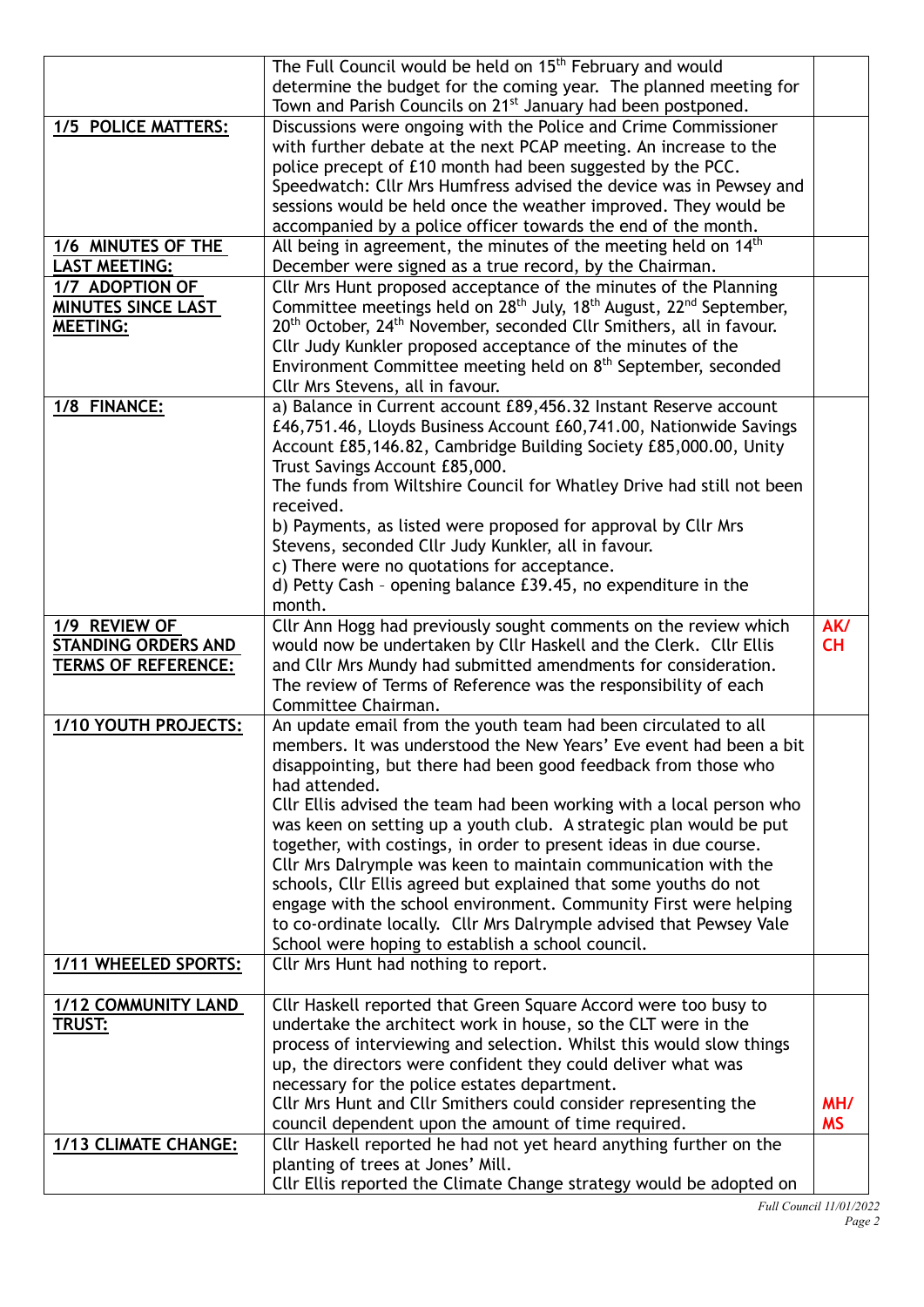| | | |
|---|---|---|
| | The Full Council would be held on 15th February and would determine the budget for the coming year. The planned meeting for Town and Parish Councils on 21st January had been postponed. | |
| **1/5 POLICE MATTERS:** | Discussions were ongoing with the Police and Crime Commissioner with further debate at the next PCAP meeting. An increase to the police precept of £10 month had been suggested by the PCC. Speedwatch: Cllr Mrs Humfress advised the device was in Pewsey and sessions would be held once the weather improved. They would be accompanied by a police officer towards the end of the month. | |
| **1/6 MINUTES OF THE LAST MEETING:** | All being in agreement, the minutes of the meeting held on 14th December were signed as a true record, by the Chairman. | |
| **1/7 ADOPTION OF MINUTES SINCE LAST MEETING:** | Cllr Mrs Hunt proposed acceptance of the minutes of the Planning Committee meetings held on 28th July, 18th August, 22nd September, 20th October, 24th November, seconded Cllr Smithers, all in favour. Cllr Judy Kunkler proposed acceptance of the minutes of the Environment Committee meeting held on 8th September, seconded Cllr Mrs Stevens, all in favour. | |
| **1/8 FINANCE:** | a) Balance in Current account £89,456.32 Instant Reserve account £46,751.46, Lloyds Business Account £60,741.00, Nationwide Savings Account £85,146.82, Cambridge Building Society £85,000.00, Unity Trust Savings Account £85,000. The funds from Wiltshire Council for Whatley Drive had still not been received. b) Payments, as listed were proposed for approval by Cllr Mrs Stevens, seconded Cllr Judy Kunkler, all in favour. c) There were no quotations for acceptance. d) Petty Cash – opening balance £39.45, no expenditure in the month. | |
| **1/9 REVIEW OF STANDING ORDERS AND TERMS OF REFERENCE:** | Cllr Ann Hogg had previously sought comments on the review which would now be undertaken by Cllr Haskell and the Clerk. Cllr Ellis and Cllr Mrs Mundy had submitted amendments for consideration. The review of Terms of Reference was the responsibility of each Committee Chairman. | AK/ CH |
| **1/10 YOUTH PROJECTS:** | An update email from the youth team had been circulated to all members. It was understood the New Years' Eve event had been a bit disappointing, but there had been good feedback from those who had attended. Cllr Ellis advised the team had been working with a local person who was keen on setting up a youth club. A strategic plan would be put together, with costings, in order to present ideas in due course. Cllr Mrs Dalrymple was keen to maintain communication with the schools, Cllr Ellis agreed but explained that some youths do not engage with the school environment. Community First were helping to co-ordinate locally. Cllr Mrs Dalrymple advised that Pewsey Vale School were hoping to establish a school council. | |
| **1/11 WHEELED SPORTS:** | Cllr Mrs Hunt had nothing to report. | |
| **1/12 COMMUNITY LAND TRUST:** | Cllr Haskell reported that Green Square Accord were too busy to undertake the architect work in house, so the CLT were in the process of interviewing and selection. Whilst this would slow things up, the directors were confident they could deliver what was necessary for the police estates department. Cllr Mrs Hunt and Cllr Smithers could consider representing the council dependent upon the amount of time required. | MH/ MS |
| **1/13 CLIMATE CHANGE:** | Cllr Haskell reported he had not yet heard anything further on the planting of trees at Jones' Mill. Cllr Ellis reported the Climate Change strategy would be adopted on | |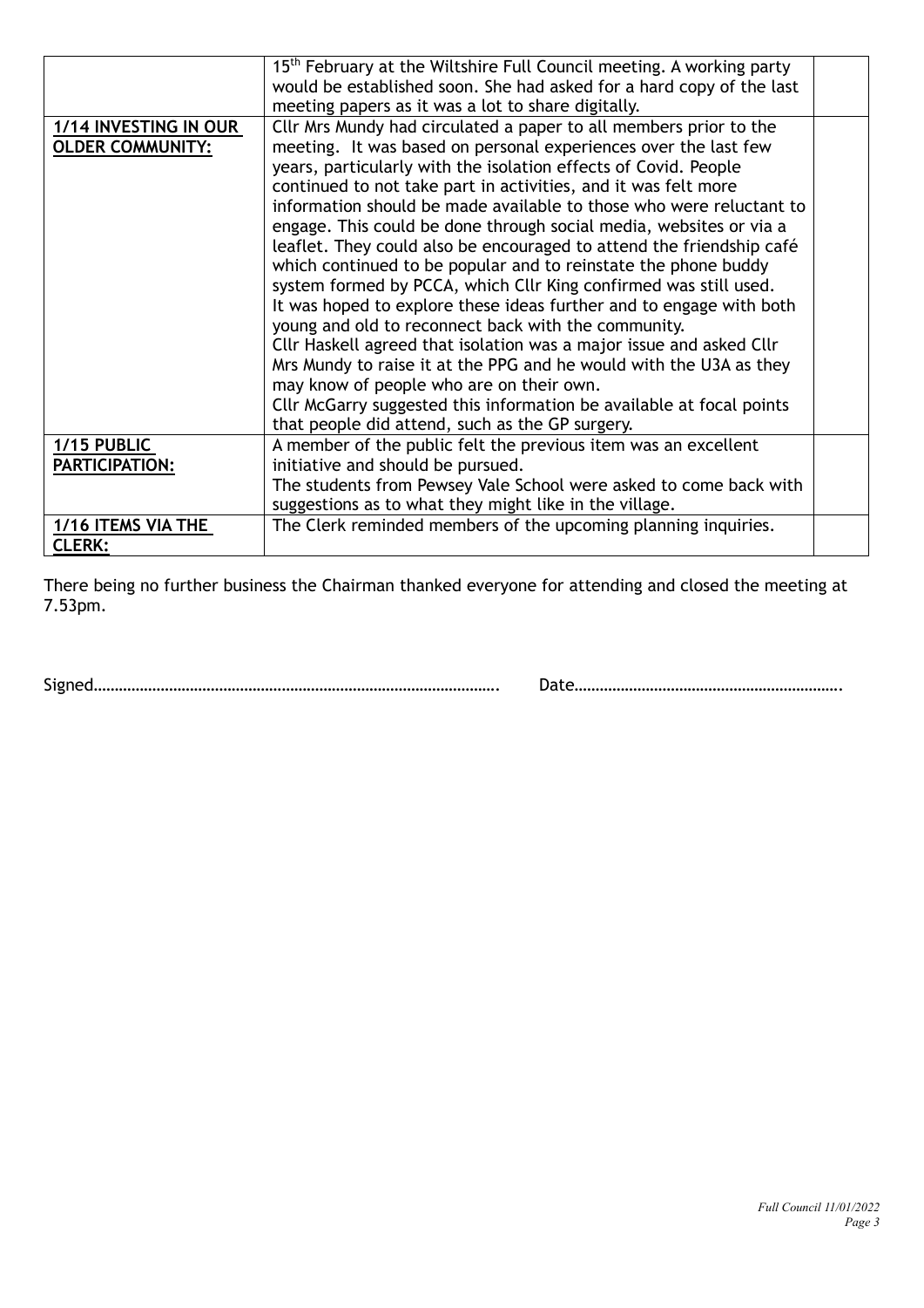| | | |
|---|---|---|
| | 15th February at the Wiltshire Full Council meeting. A working party would be established soon. She had asked for a hard copy of the last meeting papers as it was a lot to share digitally. | |
| **1/14 INVESTING IN OUR OLDER COMMUNITY:** | Cllr Mrs Mundy had circulated a paper to all members prior to the meeting. It was based on personal experiences over the last few years, particularly with the isolation effects of Covid. People continued to not take part in activities, and it was felt more information should be made available to those who were reluctant to engage. This could be done through social media, websites or via a leaflet. They could also be encouraged to attend the friendship café which continued to be popular and to reinstate the phone buddy system formed by PCCA, which Cllr King confirmed was still used. It was hoped to explore these ideas further and to engage with both young and old to reconnect back with the community. Cllr Haskell agreed that isolation was a major issue and asked Cllr Mrs Mundy to raise it at the PPG and he would with the U3A as they may know of people who are on their own. Cllr McGarry suggested this information be available at focal points that people did attend, such as the GP surgery. | |
| **1/15 PUBLIC PARTICIPATION:** | A member of the public felt the previous item was an excellent initiative and should be pursued. The students from Pewsey Vale School were asked to come back with suggestions as to what they might like in the village. | |
| **1/16 ITEMS VIA THE CLERK:** | The Clerk reminded members of the upcoming planning inquiries. | |

There being no further business the Chairman thanked everyone for attending and closed the meeting at 7.53pm.

Signed……………………………………………………………………………………. Date…………………………………………………….